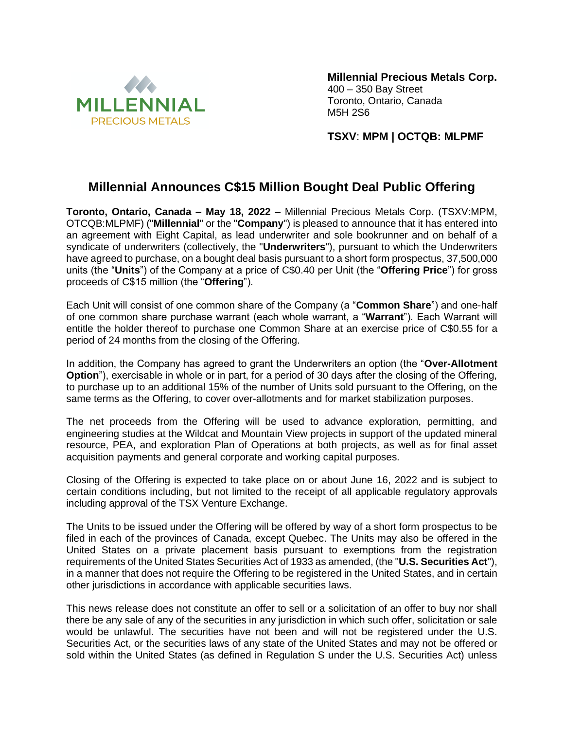MILLENNIAL
PRECIOUS METALS

**Millennial Precious Metals Corp.**
400 – 350 Bay Street
Toronto, Ontario, Canada
M5H 2S6

**TSXV**: **MPM | OCTQB: MLPMF**

# Millennial Announces C$15 Million Bought Deal Public Offering

**Toronto, Ontario, Canada – May 18, 2022** – Millennial Precious Metals Corp. (TSXV:MPM, OTCQB:MLPMF) ("**Millennial**" or the "**Company**") is pleased to announce that it has entered into an agreement with Eight Capital, as lead underwriter and sole bookrunner and on behalf of a syndicate of underwriters (collectively, the "**Underwriters**"), pursuant to which the Underwriters have agreed to purchase, on a bought deal basis pursuant to a short form prospectus, 37,500,000 units (the "**Units**") of the Company at a price of C$0.40 per Unit (the "**Offering Price**") for gross proceeds of C$15 million (the "**Offering**").

Each Unit will consist of one common share of the Company (a "**Common Share**") and one-half of one common share purchase warrant (each whole warrant, a "**Warrant**"). Each Warrant will entitle the holder thereof to purchase one Common Share at an exercise price of C$0.55 for a period of 24 months from the closing of the Offering.

In addition, the Company has agreed to grant the Underwriters an option (the "**Over-Allotment Option**"), exercisable in whole or in part, for a period of 30 days after the closing of the Offering, to purchase up to an additional 15% of the number of Units sold pursuant to the Offering, on the same terms as the Offering, to cover over-allotments and for market stabilization purposes.

The net proceeds from the Offering will be used to advance exploration, permitting, and engineering studies at the Wildcat and Mountain View projects in support of the updated mineral resource, PEA, and exploration Plan of Operations at both projects, as well as for final asset acquisition payments and general corporate and working capital purposes.

Closing of the Offering is expected to take place on or about June 16, 2022 and is subject to certain conditions including, but not limited to the receipt of all applicable regulatory approvals including approval of the TSX Venture Exchange.

The Units to be issued under the Offering will be offered by way of a short form prospectus to be filed in each of the provinces of Canada, except Quebec. The Units may also be offered in the United States on a private placement basis pursuant to exemptions from the registration requirements of the United States Securities Act of 1933 as amended, (the "**U.S. Securities Act**"), in a manner that does not require the Offering to be registered in the United States, and in certain other jurisdictions in accordance with applicable securities laws.

This news release does not constitute an offer to sell or a solicitation of an offer to buy nor shall there be any sale of any of the securities in any jurisdiction in which such offer, solicitation or sale would be unlawful. The securities have not been and will not be registered under the U.S. Securities Act, or the securities laws of any state of the United States and may not be offered or sold within the United States (as defined in Regulation S under the U.S. Securities Act) unless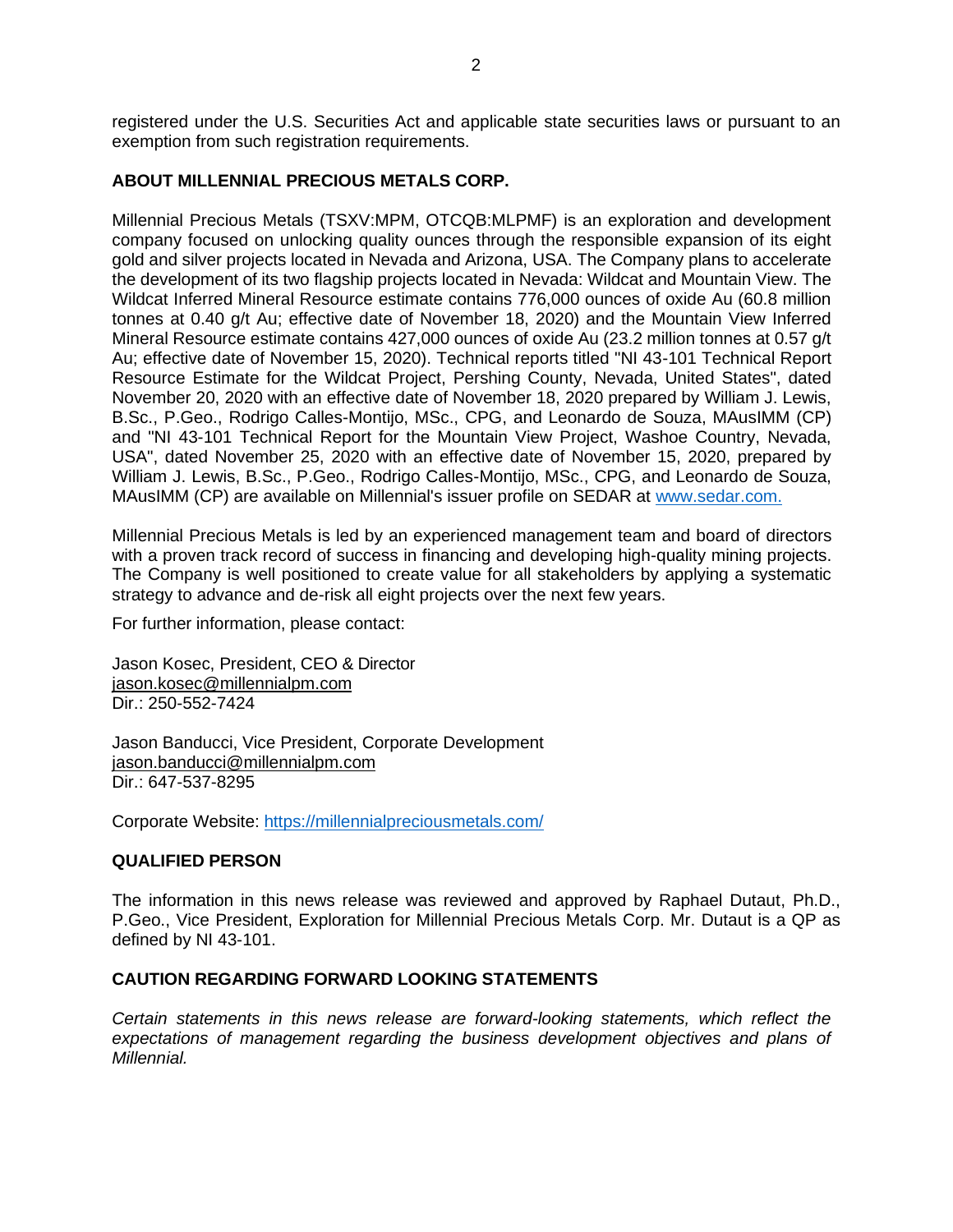registered under the U.S. Securities Act and applicable state securities laws or pursuant to an exemption from such registration requirements.

**ABOUT MILLENNIAL PRECIOUS METALS CORP.**

Millennial Precious Metals (TSXV:MPM, OTCQB:MLPMF) is an exploration and development company focused on unlocking quality ounces through the responsible expansion of its eight gold and silver projects located in Nevada and Arizona, USA. The Company plans to accelerate the development of its two flagship projects located in Nevada: Wildcat and Mountain View. The Wildcat Inferred Mineral Resource estimate contains 776,000 ounces of oxide Au (60.8 million tonnes at 0.40 g/t Au; effective date of November 18, 2020) and the Mountain View Inferred Mineral Resource estimate contains 427,000 ounces of oxide Au (23.2 million tonnes at 0.57 g/t Au; effective date of November 15, 2020). Technical reports titled "NI 43-101 Technical Report Resource Estimate for the Wildcat Project, Pershing County, Nevada, United States", dated November 20, 2020 with an effective date of November 18, 2020 prepared by William J. Lewis, B.Sc., P.Geo., Rodrigo Calles-Montijo, MSc., CPG, and Leonardo de Souza, MAusIMM (CP) and "NI 43-101 Technical Report for the Mountain View Project, Washoe Country, Nevada, USA", dated November 25, 2020 with an effective date of November 15, 2020, prepared by William J. Lewis, B.Sc., P.Geo., Rodrigo Calles-Montijo, MSc., CPG, and Leonardo de Souza, MAusIMM (CP) are available on Millennial's issuer profile on SEDAR at www.sedar.com.

Millennial Precious Metals is led by an experienced management team and board of directors with a proven track record of success in financing and developing high-quality mining projects. The Company is well positioned to create value for all stakeholders by applying a systematic strategy to advance and de-risk all eight projects over the next few years.

For further information, please contact:

Jason Kosec, President, CEO & Director
jason.kosec@millennialpm.com
Dir.: 250-552-7424

Jason Banducci, Vice President, Corporate Development
jason.banducci@millennialpm.com
Dir.: 647-537-8295

Corporate Website: https://millennialpreciousmetals.com/

**QUALIFIED PERSON**

The information in this news release was reviewed and approved by Raphael Dutaut, Ph.D., P.Geo., Vice President, Exploration for Millennial Precious Metals Corp. Mr. Dutaut is a QP as defined by NI 43-101.

**CAUTION REGARDING FORWARD LOOKING STATEMENTS**

*Certain statements in this news release are forward-looking statements, which reflect the expectations of management regarding the business development objectives and plans of Millennial.*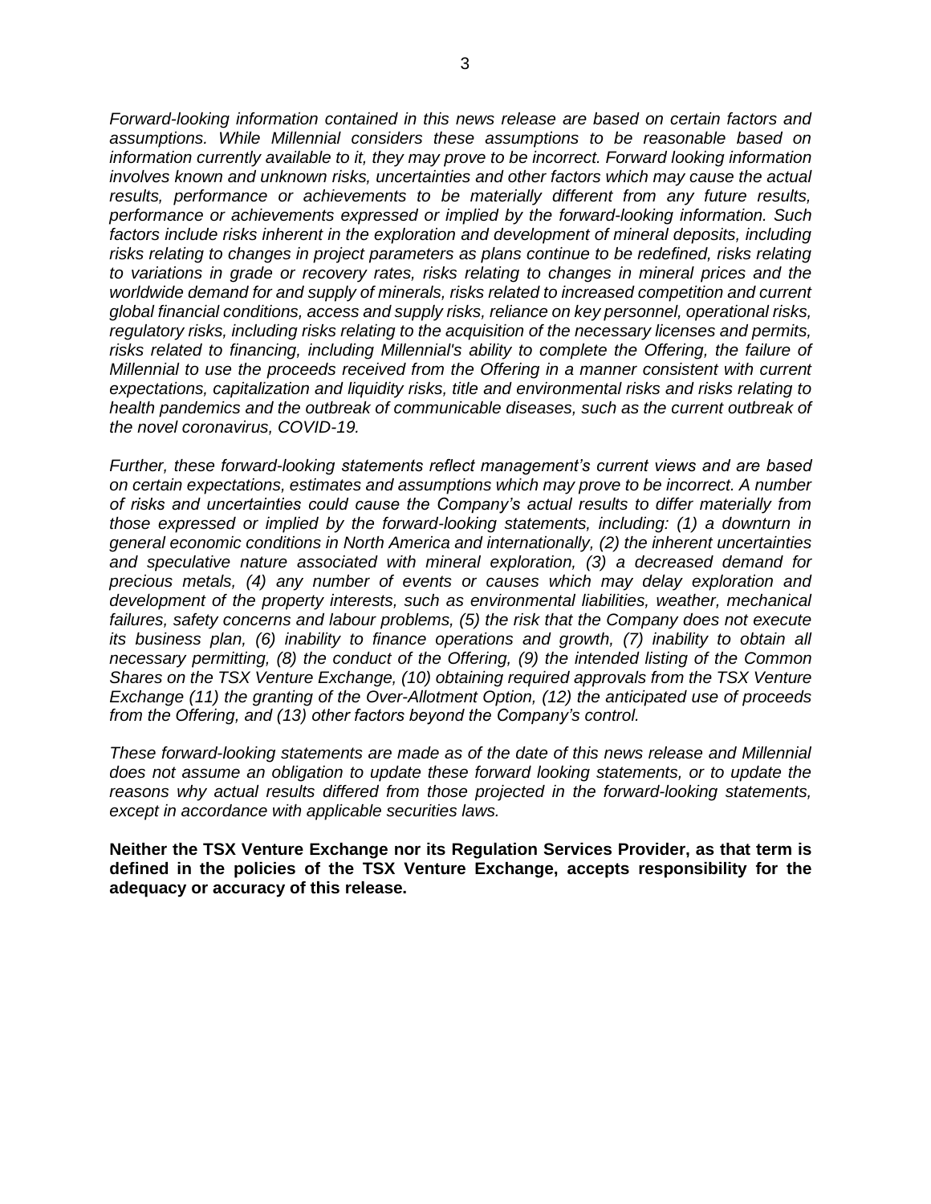*Forward-looking information contained in this news release are based on certain factors and assumptions. While Millennial considers these assumptions to be reasonable based on information currently available to it, they may prove to be incorrect. Forward looking information involves known and unknown risks, uncertainties and other factors which may cause the actual results, performance or achievements to be materially different from any future results, performance or achievements expressed or implied by the forward-looking information. Such factors include risks inherent in the exploration and development of mineral deposits, including risks relating to changes in project parameters as plans continue to be redefined, risks relating to variations in grade or recovery rates, risks relating to changes in mineral prices and the worldwide demand for and supply of minerals, risks related to increased competition and current global financial conditions, access and supply risks, reliance on key personnel, operational risks, regulatory risks, including risks relating to the acquisition of the necessary licenses and permits, risks related to financing, including Millennial's ability to complete the Offering, the failure of Millennial to use the proceeds received from the Offering in a manner consistent with current expectations, capitalization and liquidity risks, title and environmental risks and risks relating to health pandemics and the outbreak of communicable diseases, such as the current outbreak of the novel coronavirus, COVID-19.*

*Further, these forward-looking statements reflect management's current views and are based on certain expectations, estimates and assumptions which may prove to be incorrect. A number of risks and uncertainties could cause the Company's actual results to differ materially from those expressed or implied by the forward-looking statements, including: (1) a downturn in general economic conditions in North America and internationally, (2) the inherent uncertainties and speculative nature associated with mineral exploration, (3) a decreased demand for precious metals, (4) any number of events or causes which may delay exploration and development of the property interests, such as environmental liabilities, weather, mechanical failures, safety concerns and labour problems, (5) the risk that the Company does not execute its business plan, (6) inability to finance operations and growth, (7) inability to obtain all necessary permitting, (8) the conduct of the Offering, (9) the intended listing of the Common Shares on the TSX Venture Exchange, (10) obtaining required approvals from the TSX Venture Exchange (11) the granting of the Over-Allotment Option, (12) the anticipated use of proceeds from the Offering, and (13) other factors beyond the Company's control.*

*These forward-looking statements are made as of the date of this news release and Millennial does not assume an obligation to update these forward looking statements, or to update the reasons why actual results differed from those projected in the forward-looking statements, except in accordance with applicable securities laws.*

**Neither the TSX Venture Exchange nor its Regulation Services Provider, as that term is defined in the policies of the TSX Venture Exchange, accepts responsibility for the adequacy or accuracy of this release.**